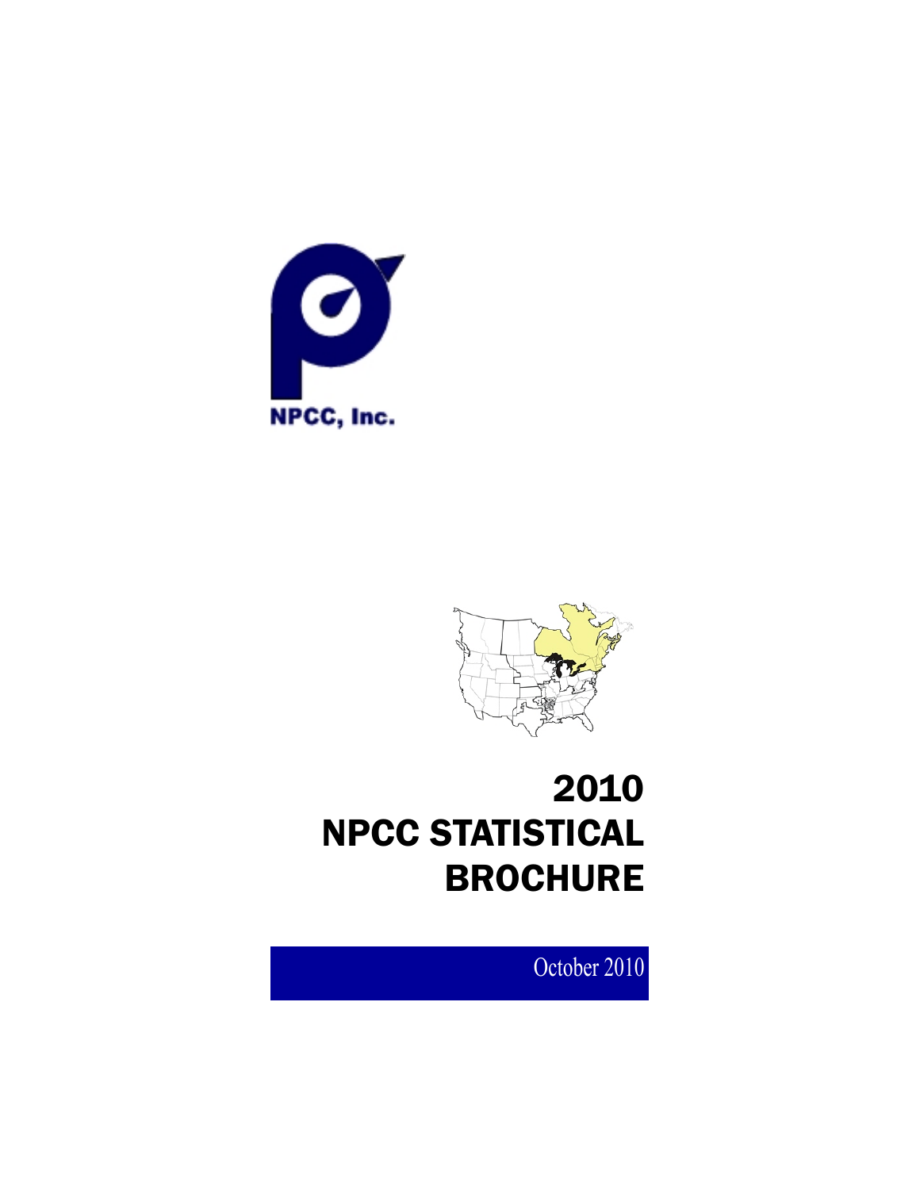NPCC, Inc.

# 2010 NPCC STATISTICAL BROCHURE

October 2010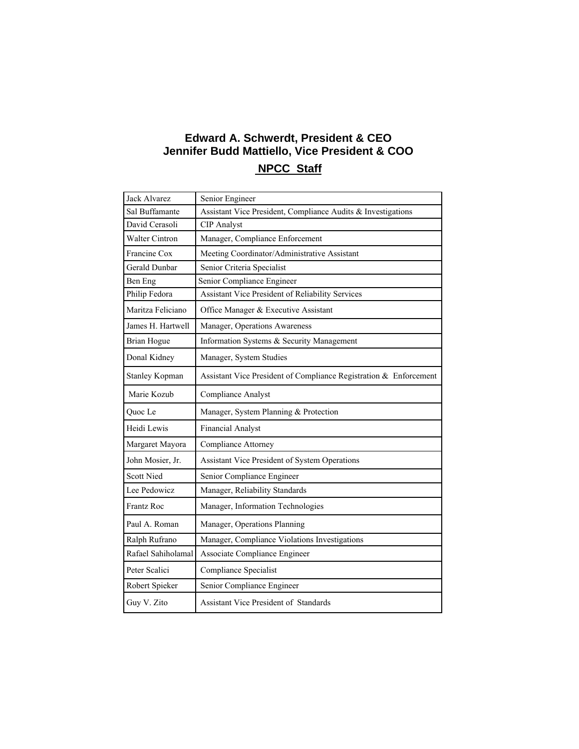**Edward A. Schwerdt, President & CEO**
**Jennifer Budd Mattiello, Vice President & COO**

## NPCC Staff

| Name | Title |
|---|---|
| Jack Alvarez | Senior Engineer |
| Sal Buffamante | Assistant Vice President, Compliance Audits & Investigations |
| David Cerasoli | CIP Analyst |
| Walter Cintron | Manager, Compliance Enforcement |
| Francine Cox | Meeting Coordinator/Administrative Assistant |
| Gerald Dunbar | Senior Criteria Specialist |
| Ben Eng | Senior Compliance Engineer |
| Philip Fedora | Assistant Vice President of Reliability Services |
| Maritza Feliciano | Office Manager & Executive Assistant |
| James H. Hartwell | Manager, Operations Awareness |
| Brian Hogue | Information Systems & Security Management |
| Donal Kidney | Manager, System Studies |
| Stanley Kopman | Assistant Vice President of Compliance Registration & Enforcement |
| Marie Kozub | Compliance Analyst |
| Quoc Le | Manager, System Planning & Protection |
| Heidi Lewis | Financial Analyst |
| Margaret Mayora | Compliance Attorney |
| John Mosier, Jr. | Assistant Vice President of System Operations |
| Scott Nied | Senior Compliance Engineer |
| Lee Pedowicz | Manager, Reliability Standards |
| Frantz Roc | Manager, Information Technologies |
| Paul A. Roman | Manager, Operations Planning |
| Ralph Rufrano | Manager, Compliance Violations Investigations |
| Rafael Sahiholamal | Associate Compliance Engineer |
| Peter Scalici | Compliance Specialist |
| Robert Spieker | Senior Compliance Engineer |
| Guy V. Zito | Assistant Vice President of Standards |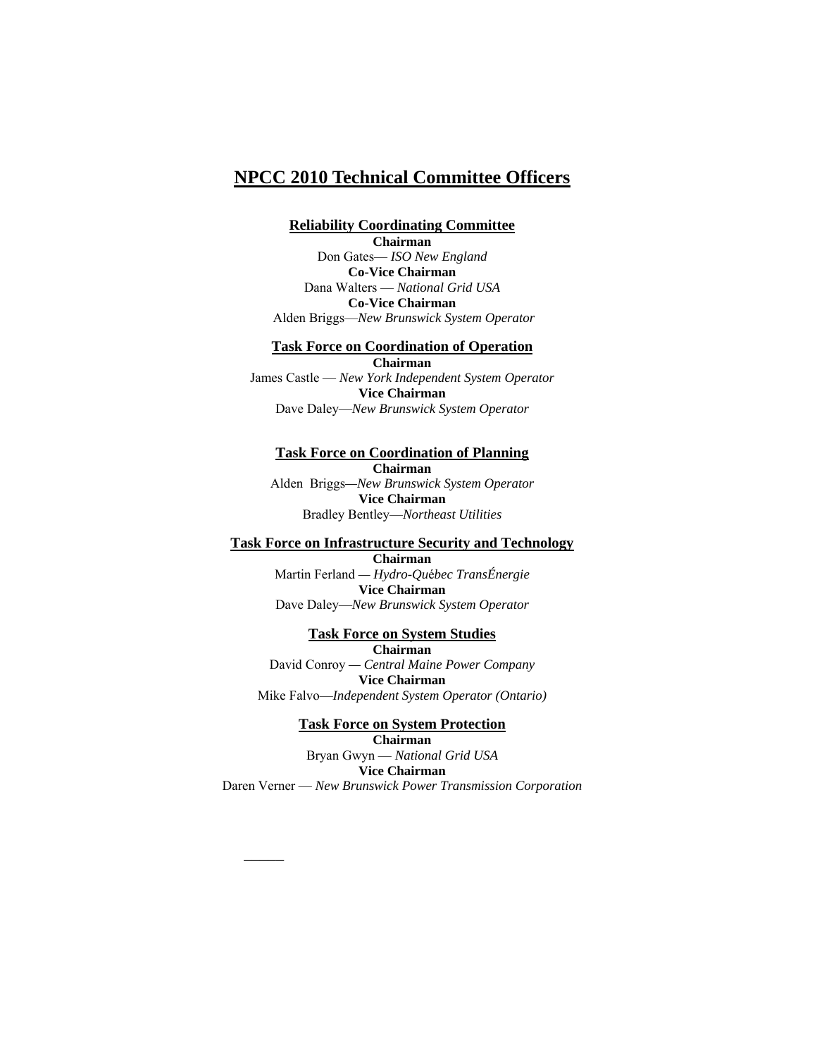# NPCC 2010 Technical Committee Officers

## Reliability Coordinating Committee

**Chairman**
Don Gates— *ISO New England*
**Co-Vice Chairman**
Dana Walters — *National Grid USA*
**Co-Vice Chairman**
Alden Briggs—*New Brunswick System Operator*

## Task Force on Coordination of Operation

**Chairman**
James Castle — *New York Independent System Operator*
**Vice Chairman**
Dave Daley—*New Brunswick System Operator*

## Task Force on Coordination of Planning

**Chairman**
Alden Briggs—*New Brunswick System Operator*
**Vice Chairman**
Bradley Bentley—*Northeast Utilities*

## Task Force on Infrastructure Security and Technology

**Chairman**
Martin Ferland — *Hydro-Québec TransÉnergie*
**Vice Chairman**
Dave Daley—*New Brunswick System Operator*

## Task Force on System Studies

**Chairman**
David Conroy — *Central Maine Power Company*
**Vice Chairman**
Mike Falvo—*Independent System Operator (Ontario)*

## Task Force on System Protection

**Chairman**
Bryan Gwyn — *National Grid USA*
**Vice Chairman**
Daren Verner — *New Brunswick Power Transmission Corporation*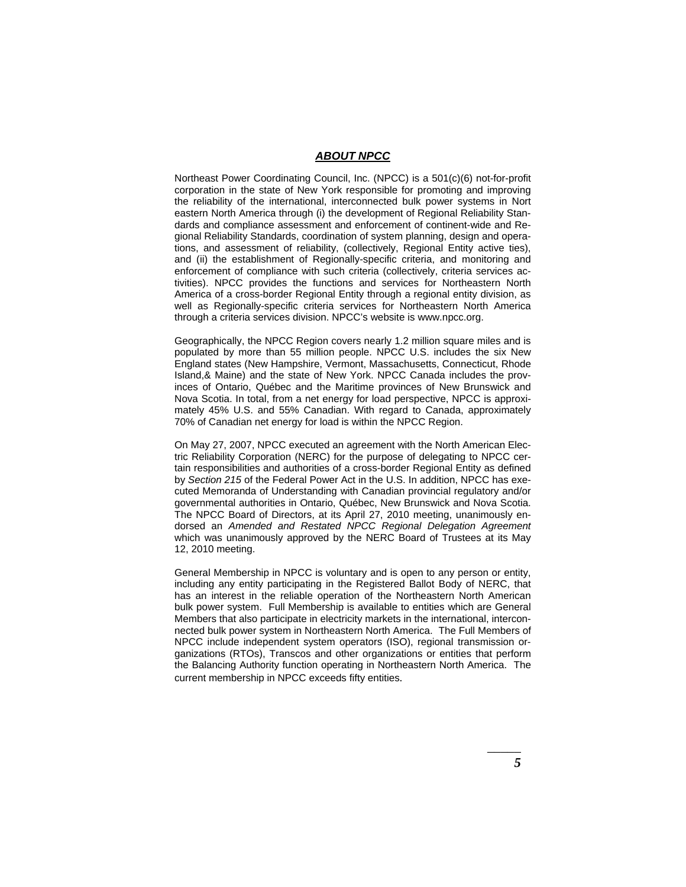## ***ABOUT NPCC***

Northeast Power Coordinating Council, Inc. (NPCC) is a 501(c)(6) not-for-profit corporation in the state of New York responsible for promoting and improving the reliability of the international, interconnected bulk power systems in Nort eastern North America through (i) the development of Regional Reliability Standards and compliance assessment and enforcement of continent-wide and Regional Reliability Standards, coordination of system planning, design and operations, and assessment of reliability, (collectively, Regional Entity active ties), and (ii) the establishment of Regionally-specific criteria, and monitoring and enforcement of compliance with such criteria (collectively, criteria services activities). NPCC provides the functions and services for Northeastern North America of a cross-border Regional Entity through a regional entity division, as well as Regionally-specific criteria services for Northeastern North America through a criteria services division. NPCC's website is www.npcc.org.

Geographically, the NPCC Region covers nearly 1.2 million square miles and is populated by more than 55 million people. NPCC U.S. includes the six New England states (New Hampshire, Vermont, Massachusetts, Connecticut, Rhode Island,& Maine) and the state of New York. NPCC Canada includes the provinces of Ontario, Québec and the Maritime provinces of New Brunswick and Nova Scotia. In total, from a net energy for load perspective, NPCC is approximately 45% U.S. and 55% Canadian. With regard to Canada, approximately 70% of Canadian net energy for load is within the NPCC Region.

On May 27, 2007, NPCC executed an agreement with the North American Electric Reliability Corporation (NERC) for the purpose of delegating to NPCC certain responsibilities and authorities of a cross-border Regional Entity as defined by *Section 215* of the Federal Power Act in the U.S. In addition, NPCC has executed Memoranda of Understanding with Canadian provincial regulatory and/or governmental authorities in Ontario, Québec, New Brunswick and Nova Scotia. The NPCC Board of Directors, at its April 27, 2010 meeting, unanimously endorsed an *Amended and Restated NPCC Regional Delegation Agreement* which was unanimously approved by the NERC Board of Trustees at its May 12, 2010 meeting.

General Membership in NPCC is voluntary and is open to any person or entity, including any entity participating in the Registered Ballot Body of NERC, that has an interest in the reliable operation of the Northeastern North American bulk power system. Full Membership is available to entities which are General Members that also participate in electricity markets in the international, interconnected bulk power system in Northeastern North America. The Full Members of NPCC include independent system operators (ISO), regional transmission organizations (RTOs), Transcos and other organizations or entities that perform the Balancing Authority function operating in Northeastern North America. The current membership in NPCC exceeds fifty entities.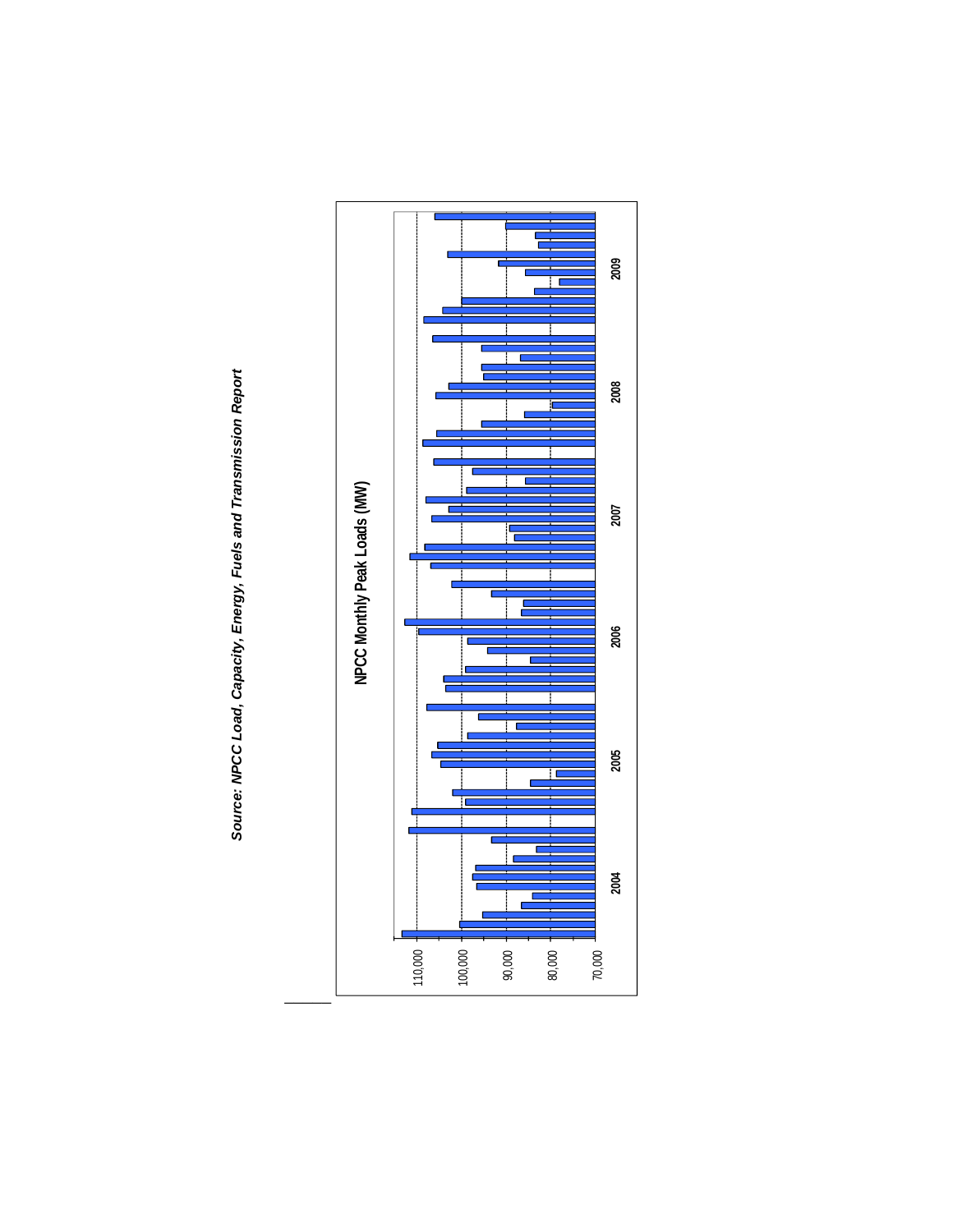**NPCC Monthly Peak Loads (MW)**

110,000
100,000
90,000
80,000
70,000

2004 2005 2006 2007 2008 2009

*Source: NPCC Load, Capacity, Energy, Fuels and Transmission Report*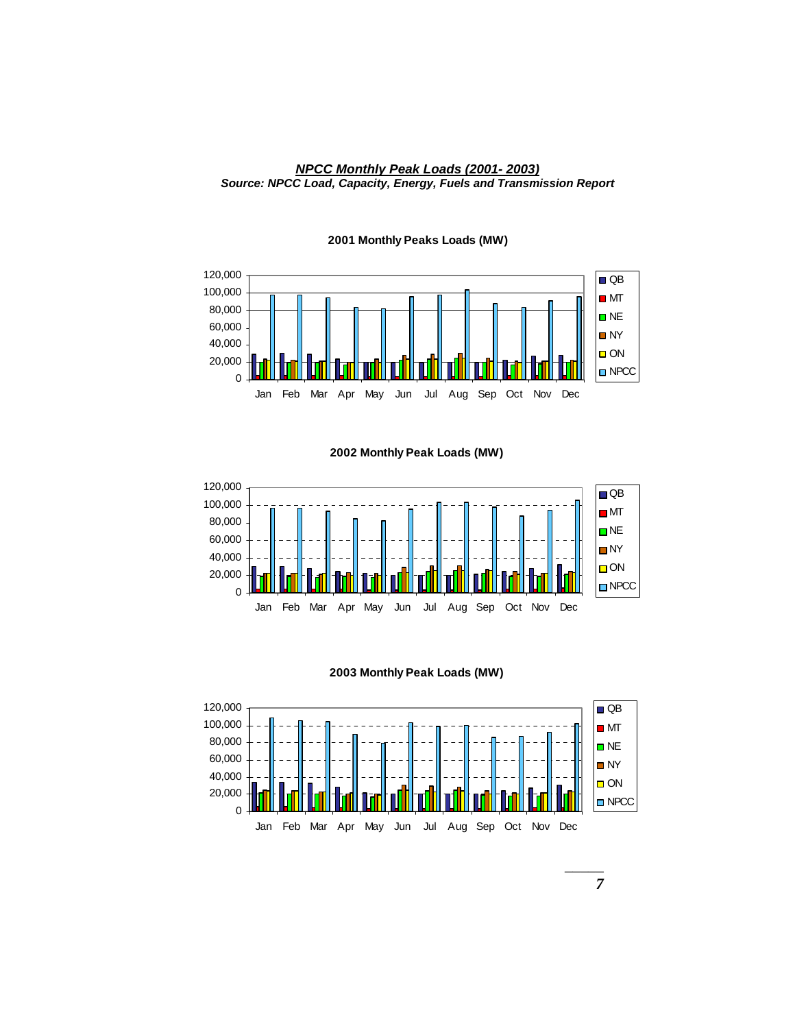***NPCC Monthly Peak Loads (2001- 2003)***

***Source: NPCC Load, Capacity, Energy, Fuels and Transmission Report***

**2001 Monthly Peaks Loads (MW)**

**2002 Monthly Peak Loads (MW)**

**2003 Monthly Peak Loads (MW)**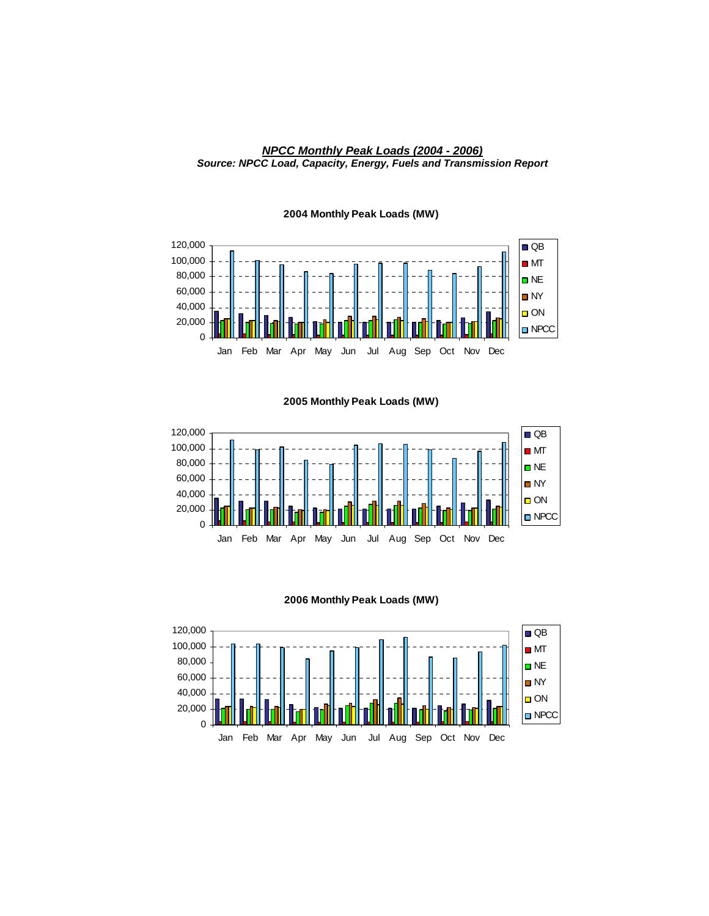***NPCC Monthly Peak Loads (2004 - 2006)***

***Source: NPCC Load, Capacity, Energy, Fuels and Transmission Report***

**2004 Monthly Peak Loads (MW)**

**2005 Monthly Peak Loads (MW)**

**2006 Monthly Peak Loads (MW)**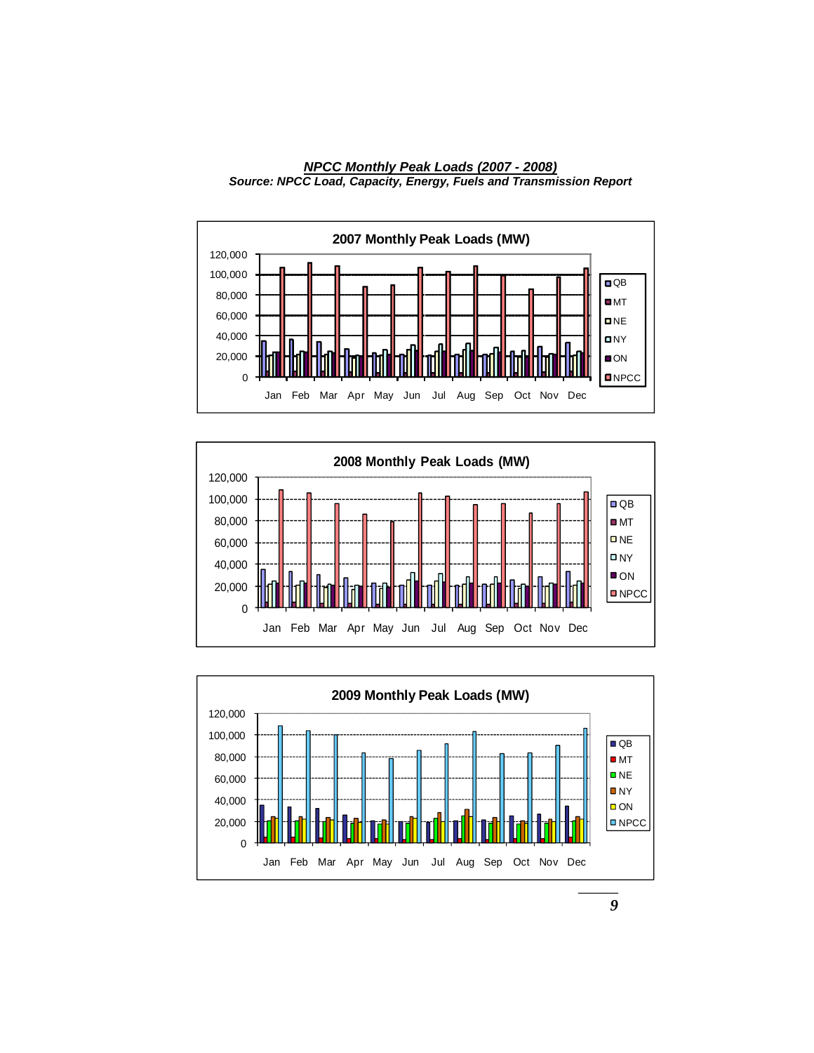***NPCC Monthly Peak Loads (2007 - 2008)***

***Source: NPCC Load, Capacity, Energy, Fuels and Transmission Report***

**2007 Monthly Peak Loads (MW)**

**2008 Monthly Peak Loads (MW)**

**2009 Monthly Peak Loads (MW)**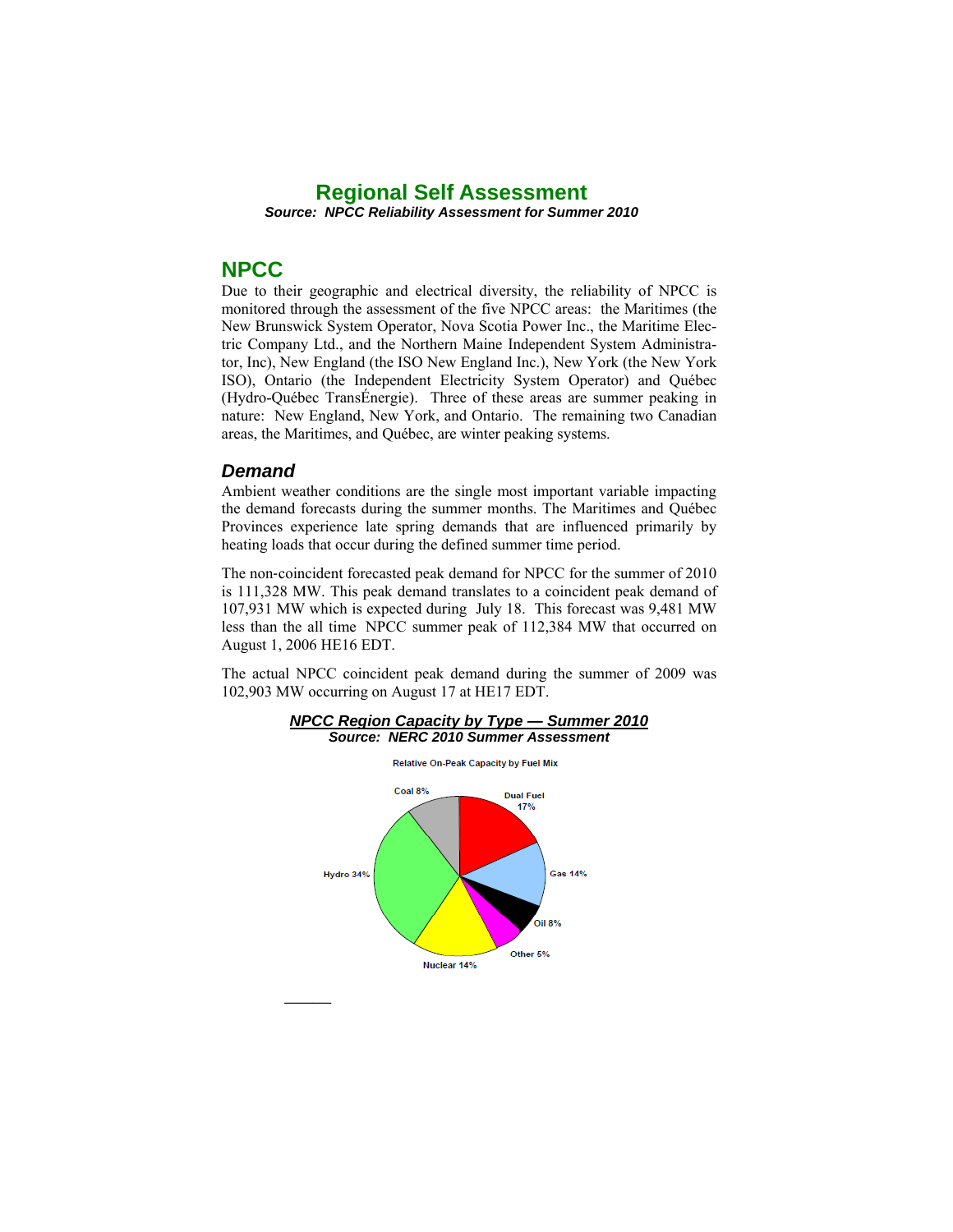# Regional Self Assessment

***Source: NPCC Reliability Assessment for Summer 2010***

## NPCC

Due to their geographic and electrical diversity, the reliability of NPCC is monitored through the assessment of the five NPCC areas: the Maritimes (the New Brunswick System Operator, Nova Scotia Power Inc., the Maritime Electric Company Ltd., and the Northern Maine Independent System Administrator, Inc), New England (the ISO New England Inc.), New York (the New York ISO), Ontario (the Independent Electricity System Operator) and Québec (Hydro-Québec TransÉnergie). Three of these areas are summer peaking in nature: New England, New York, and Ontario. The remaining two Canadian areas, the Maritimes, and Québec, are winter peaking systems.

### *Demand*

Ambient weather conditions are the single most important variable impacting the demand forecasts during the summer months. The Maritimes and Québec Provinces experience late spring demands that are influenced primarily by heating loads that occur during the defined summer time period.

The non-coincident forecasted peak demand for NPCC for the summer of 2010 is 111,328 MW. This peak demand translates to a coincident peak demand of 107,931 MW which is expected during July 18. This forecast was 9,481 MW less than the all time NPCC summer peak of 112,384 MW that occurred on August 1, 2006 HE16 EDT.

The actual NPCC coincident peak demand during the summer of 2009 was 102,903 MW occurring on August 17 at HE17 EDT.

***NPCC Region Capacity by Type — Summer 2010***

***Source: NERC 2010 Summer Assessment***

Relative On-Peak Capacity by Fuel Mix

| Fuel Type | Share |
|---|---|
| Coal | 8% |
| Dual Fuel | 17% |
| Gas | 14% |
| Oil | 8% |
| Other | 5% |
| Nuclear | 14% |
| Hydro | 34% |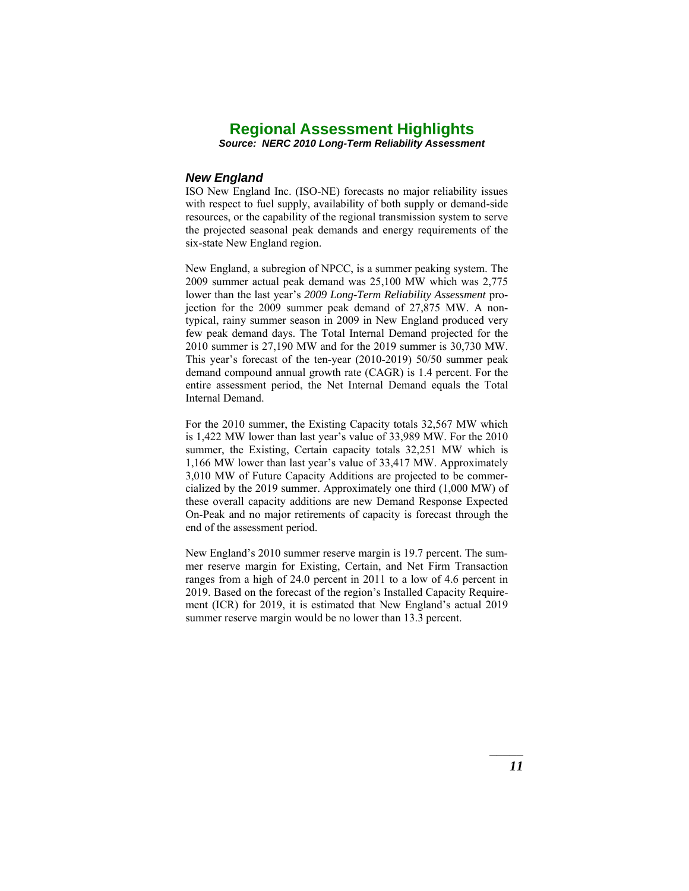# Regional Assessment Highlights

***Source: NERC 2010 Long-Term Reliability Assessment***

### *New England*

ISO New England Inc. (ISO-NE) forecasts no major reliability issues with respect to fuel supply, availability of both supply or demand-side resources, or the capability of the regional transmission system to serve the projected seasonal peak demands and energy requirements of the six-state New England region.

New England, a subregion of NPCC, is a summer peaking system. The 2009 summer actual peak demand was 25,100 MW which was 2,775 lower than the last year's *2009 Long-Term Reliability Assessment* projection for the 2009 summer peak demand of 27,875 MW. A non-typical, rainy summer season in 2009 in New England produced very few peak demand days. The Total Internal Demand projected for the 2010 summer is 27,190 MW and for the 2019 summer is 30,730 MW. This year's forecast of the ten-year (2010-2019) 50/50 summer peak demand compound annual growth rate (CAGR) is 1.4 percent. For the entire assessment period, the Net Internal Demand equals the Total Internal Demand.

For the 2010 summer, the Existing Capacity totals 32,567 MW which is 1,422 MW lower than last year's value of 33,989 MW. For the 2010 summer, the Existing, Certain capacity totals 32,251 MW which is 1,166 MW lower than last year's value of 33,417 MW. Approximately 3,010 MW of Future Capacity Additions are projected to be commercialized by the 2019 summer. Approximately one third (1,000 MW) of these overall capacity additions are new Demand Response Expected On-Peak and no major retirements of capacity is forecast through the end of the assessment period.

New England's 2010 summer reserve margin is 19.7 percent. The summer reserve margin for Existing, Certain, and Net Firm Transaction ranges from a high of 24.0 percent in 2011 to a low of 4.6 percent in 2019. Based on the forecast of the region's Installed Capacity Requirement (ICR) for 2019, it is estimated that New England's actual 2019 summer reserve margin would be no lower than 13.3 percent.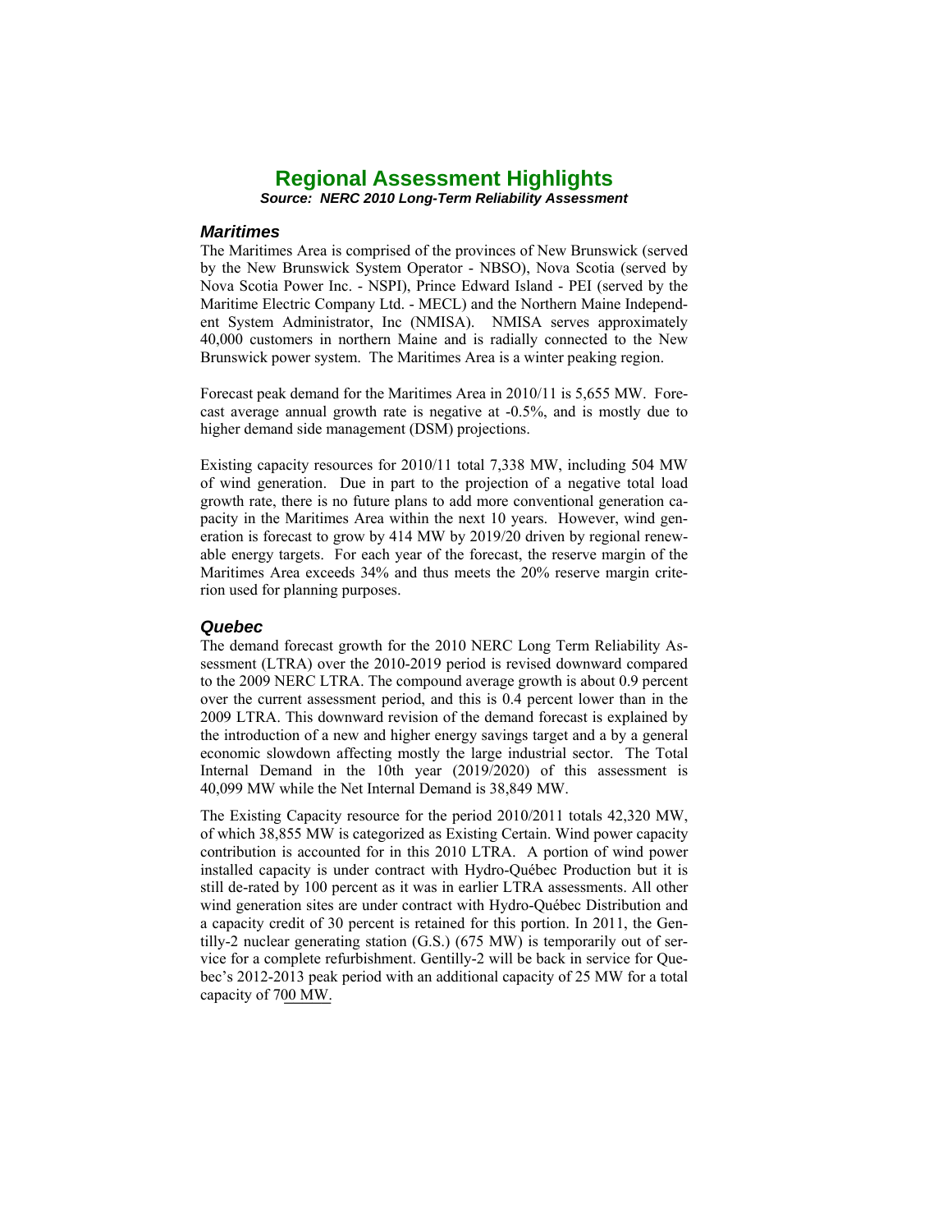# Regional Assessment Highlights

***Source: NERC 2010 Long-Term Reliability Assessment***

### *Maritimes*

The Maritimes Area is comprised of the provinces of New Brunswick (served by the New Brunswick System Operator - NBSO), Nova Scotia (served by Nova Scotia Power Inc. - NSPI), Prince Edward Island - PEI (served by the Maritime Electric Company Ltd. - MECL) and the Northern Maine Independent System Administrator, Inc (NMISA). NMISA serves approximately 40,000 customers in northern Maine and is radially connected to the New Brunswick power system. The Maritimes Area is a winter peaking region.

Forecast peak demand for the Maritimes Area in 2010/11 is 5,655 MW. Forecast average annual growth rate is negative at -0.5%, and is mostly due to higher demand side management (DSM) projections.

Existing capacity resources for 2010/11 total 7,338 MW, including 504 MW of wind generation. Due in part to the projection of a negative total load growth rate, there is no future plans to add more conventional generation capacity in the Maritimes Area within the next 10 years. However, wind generation is forecast to grow by 414 MW by 2019/20 driven by regional renewable energy targets. For each year of the forecast, the reserve margin of the Maritimes Area exceeds 34% and thus meets the 20% reserve margin criterion used for planning purposes.

### *Quebec*

The demand forecast growth for the 2010 NERC Long Term Reliability Assessment (LTRA) over the 2010-2019 period is revised downward compared to the 2009 NERC LTRA. The compound average growth is about 0.9 percent over the current assessment period, and this is 0.4 percent lower than in the 2009 LTRA. This downward revision of the demand forecast is explained by the introduction of a new and higher energy savings target and a by a general economic slowdown affecting mostly the large industrial sector. The Total Internal Demand in the 10th year (2019/2020) of this assessment is 40,099 MW while the Net Internal Demand is 38,849 MW.

The Existing Capacity resource for the period 2010/2011 totals 42,320 MW, of which 38,855 MW is categorized as Existing Certain. Wind power capacity contribution is accounted for in this 2010 LTRA. A portion of wind power installed capacity is under contract with Hydro-Québec Production but it is still de-rated by 100 percent as it was in earlier LTRA assessments. All other wind generation sites are under contract with Hydro-Québec Distribution and a capacity credit of 30 percent is retained for this portion. In 2011, the Gentilly-2 nuclear generating station (G.S.) (675 MW) is temporarily out of service for a complete refurbishment. Gentilly-2 will be back in service for Quebec's 2012-2013 peak period with an additional capacity of 25 MW for a total capacity of 700 MW.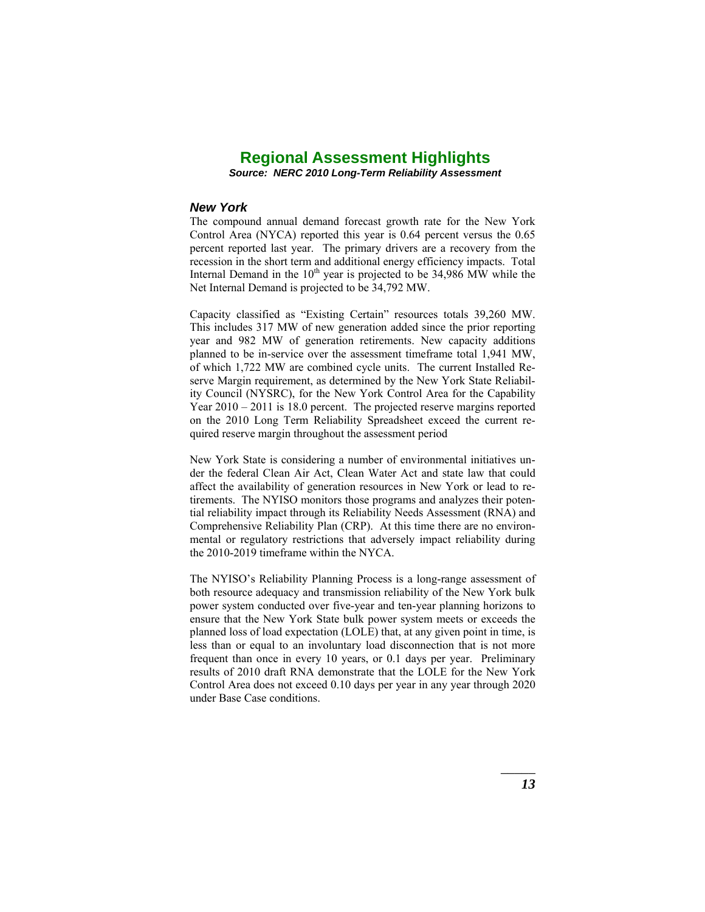# Regional Assessment Highlights

***Source: NERC 2010 Long-Term Reliability Assessment***

### *New York*

The compound annual demand forecast growth rate for the New York Control Area (NYCA) reported this year is 0.64 percent versus the 0.65 percent reported last year. The primary drivers are a recovery from the recession in the short term and additional energy efficiency impacts. Total Internal Demand in the 10th year is projected to be 34,986 MW while the Net Internal Demand is projected to be 34,792 MW.

Capacity classified as "Existing Certain" resources totals 39,260 MW. This includes 317 MW of new generation added since the prior reporting year and 982 MW of generation retirements. New capacity additions planned to be in-service over the assessment timeframe total 1,941 MW, of which 1,722 MW are combined cycle units. The current Installed Reserve Margin requirement, as determined by the New York State Reliability Council (NYSRC), for the New York Control Area for the Capability Year 2010 – 2011 is 18.0 percent. The projected reserve margins reported on the 2010 Long Term Reliability Spreadsheet exceed the current required reserve margin throughout the assessment period

New York State is considering a number of environmental initiatives under the federal Clean Air Act, Clean Water Act and state law that could affect the availability of generation resources in New York or lead to retirements. The NYISO monitors those programs and analyzes their potential reliability impact through its Reliability Needs Assessment (RNA) and Comprehensive Reliability Plan (CRP). At this time there are no environmental or regulatory restrictions that adversely impact reliability during the 2010-2019 timeframe within the NYCA.

The NYISO's Reliability Planning Process is a long-range assessment of both resource adequacy and transmission reliability of the New York bulk power system conducted over five-year and ten-year planning horizons to ensure that the New York State bulk power system meets or exceeds the planned loss of load expectation (LOLE) that, at any given point in time, is less than or equal to an involuntary load disconnection that is not more frequent than once in every 10 years, or 0.1 days per year. Preliminary results of 2010 draft RNA demonstrate that the LOLE for the New York Control Area does not exceed 0.10 days per year in any year through 2020 under Base Case conditions.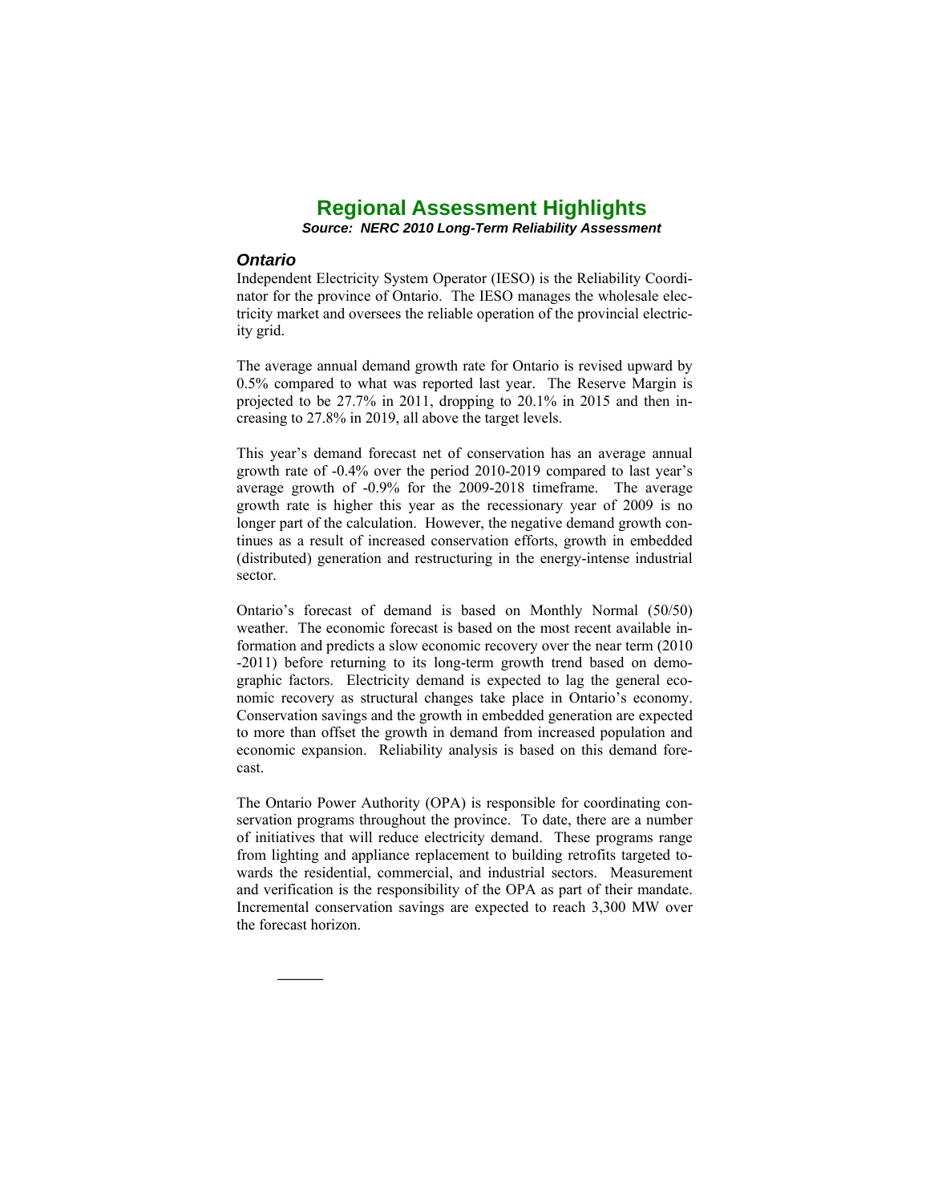# Regional Assessment Highlights

***Source: NERC 2010 Long-Term Reliability Assessment***

### *Ontario*

Independent Electricity System Operator (IESO) is the Reliability Coordinator for the province of Ontario. The IESO manages the wholesale electricity market and oversees the reliable operation of the provincial electricity grid.

The average annual demand growth rate for Ontario is revised upward by 0.5% compared to what was reported last year. The Reserve Margin is projected to be 27.7% in 2011, dropping to 20.1% in 2015 and then increasing to 27.8% in 2019, all above the target levels.

This year's demand forecast net of conservation has an average annual growth rate of -0.4% over the period 2010-2019 compared to last year's average growth of -0.9% for the 2009-2018 timeframe. The average growth rate is higher this year as the recessionary year of 2009 is no longer part of the calculation. However, the negative demand growth continues as a result of increased conservation efforts, growth in embedded (distributed) generation and restructuring in the energy-intense industrial sector.

Ontario's forecast of demand is based on Monthly Normal (50/50) weather. The economic forecast is based on the most recent available information and predicts a slow economic recovery over the near term (2010 -2011) before returning to its long-term growth trend based on demographic factors. Electricity demand is expected to lag the general economic recovery as structural changes take place in Ontario's economy. Conservation savings and the growth in embedded generation are expected to more than offset the growth in demand from increased population and economic expansion. Reliability analysis is based on this demand forecast.

The Ontario Power Authority (OPA) is responsible for coordinating conservation programs throughout the province. To date, there are a number of initiatives that will reduce electricity demand. These programs range from lighting and appliance replacement to building retrofits targeted towards the residential, commercial, and industrial sectors. Measurement and verification is the responsibility of the OPA as part of their mandate. Incremental conservation savings are expected to reach 3,300 MW over the forecast horizon.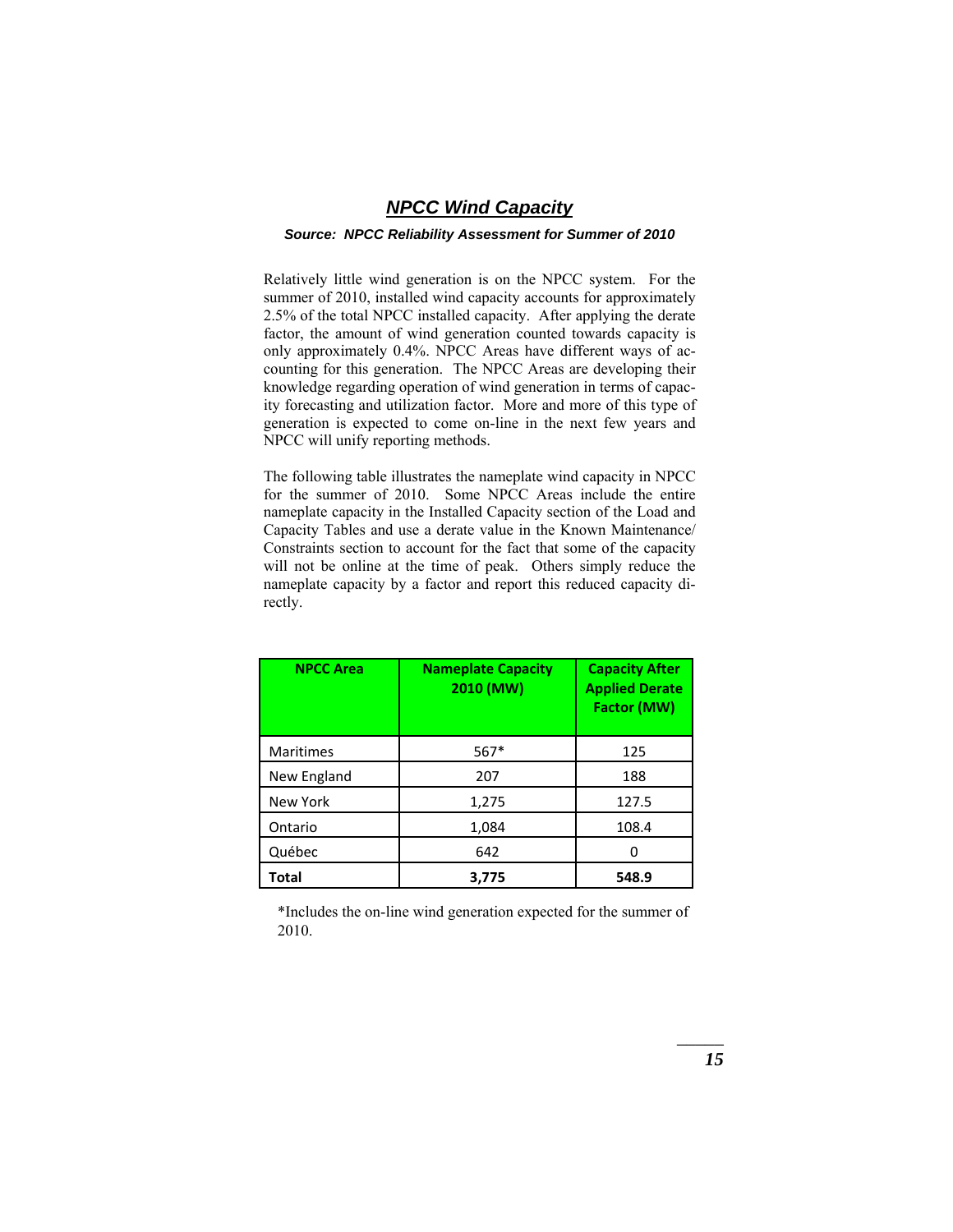## ***NPCC Wind Capacity***

***Source: NPCC Reliability Assessment for Summer of 2010***

Relatively little wind generation is on the NPCC system. For the summer of 2010, installed wind capacity accounts for approximately 2.5% of the total NPCC installed capacity. After applying the derate factor, the amount of wind generation counted towards capacity is only approximately 0.4%. NPCC Areas have different ways of accounting for this generation. The NPCC Areas are developing their knowledge regarding operation of wind generation in terms of capacity forecasting and utilization factor. More and more of this type of generation is expected to come on-line in the next few years and NPCC will unify reporting methods.

The following table illustrates the nameplate wind capacity in NPCC for the summer of 2010. Some NPCC Areas include the entire nameplate capacity in the Installed Capacity section of the Load and Capacity Tables and use a derate value in the Known Maintenance/ Constraints section to account for the fact that some of the capacity will not be online at the time of peak. Others simply reduce the nameplate capacity by a factor and report this reduced capacity directly.

| NPCC Area | Nameplate Capacity 2010 (MW) | Capacity After Applied Derate Factor (MW) |
|---|---|---|
| Maritimes | 567* | 125 |
| New England | 207 | 188 |
| New York | 1,275 | 127.5 |
| Ontario | 1,084 | 108.4 |
| Québec | 642 | 0 |
| **Total** | **3,775** | **548.9** |

*Includes the on-line wind generation expected for the summer of 2010.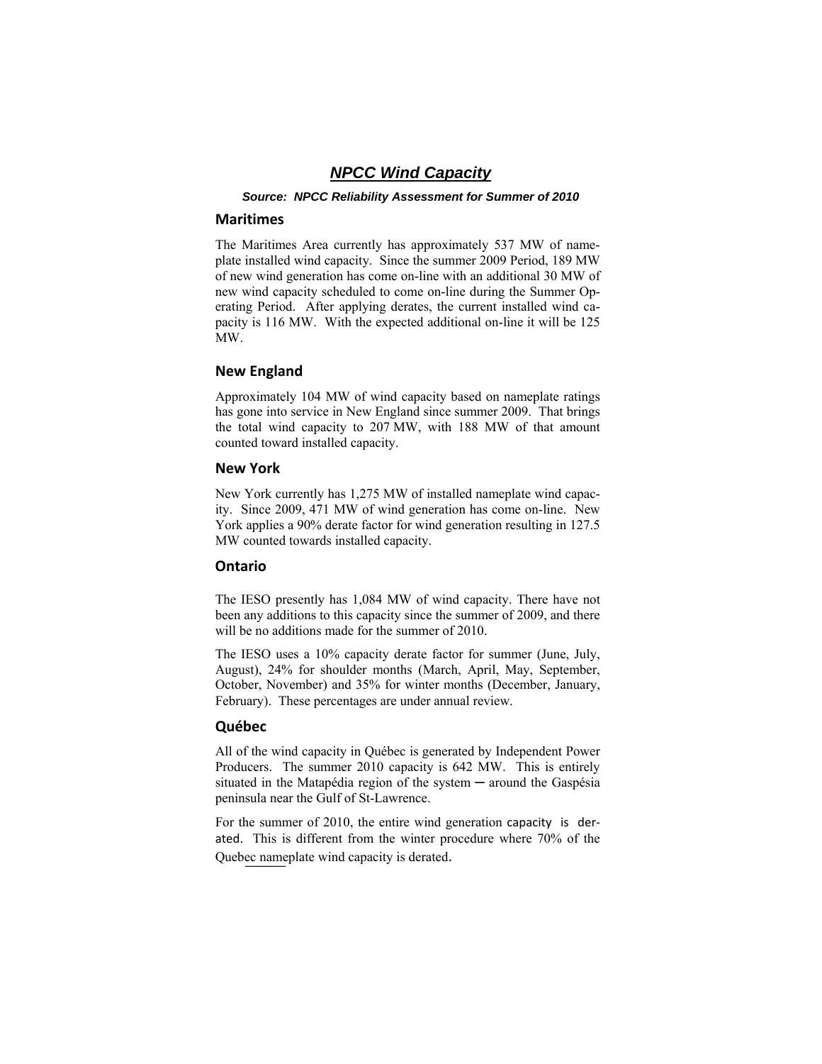# *NPCC Wind Capacity*

***Source: NPCC Reliability Assessment for Summer of 2010***

## Maritimes

The Maritimes Area currently has approximately 537 MW of nameplate installed wind capacity. Since the summer 2009 Period, 189 MW of new wind generation has come on-line with an additional 30 MW of new wind capacity scheduled to come on-line during the Summer Operating Period. After applying derates, the current installed wind capacity is 116 MW. With the expected additional on-line it will be 125 MW.

## New England

Approximately 104 MW of wind capacity based on nameplate ratings has gone into service in New England since summer 2009. That brings the total wind capacity to 207 MW, with 188 MW of that amount counted toward installed capacity.

## New York

New York currently has 1,275 MW of installed nameplate wind capacity. Since 2009, 471 MW of wind generation has come on-line. New York applies a 90% derate factor for wind generation resulting in 127.5 MW counted towards installed capacity.

## Ontario

The IESO presently has 1,084 MW of wind capacity. There have not been any additions to this capacity since the summer of 2009, and there will be no additions made for the summer of 2010.

The IESO uses a 10% capacity derate factor for summer (June, July, August), 24% for shoulder months (March, April, May, September, October, November) and 35% for winter months (December, January, February). These percentages are under annual review.

## Québec

All of the wind capacity in Québec is generated by Independent Power Producers. The summer 2010 capacity is 642 MW. This is entirely situated in the Matapédia region of the system ─ around the Gaspésia peninsula near the Gulf of St-Lawrence.

For the summer of 2010, the entire wind generation capacity is derated. This is different from the winter procedure where 70% of the Quebec nameplate wind capacity is derated.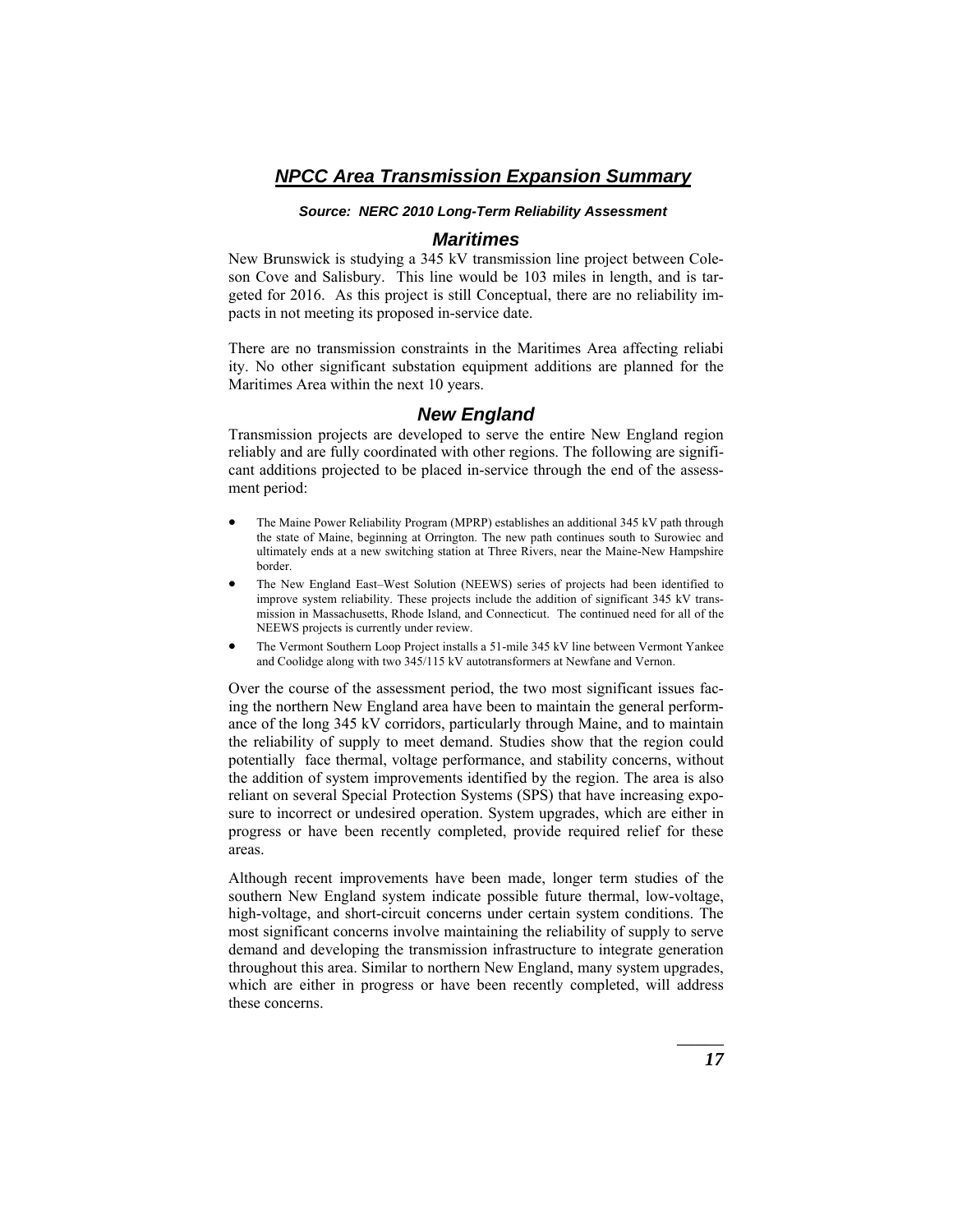## *NPCC Area Transmission Expansion Summary*

***Source: NERC 2010 Long-Term Reliability Assessment***

### *Maritimes*

New Brunswick is studying a 345 kV transmission line project between Coleson Cove and Salisbury. This line would be 103 miles in length, and is targeted for 2016. As this project is still Conceptual, there are no reliability impacts in not meeting its proposed in-service date.

There are no transmission constraints in the Maritimes Area affecting reliabi ity. No other significant substation equipment additions are planned for the Maritimes Area within the next 10 years.

### *New England*

Transmission projects are developed to serve the entire New England region reliably and are fully coordinated with other regions. The following are significant additions projected to be placed in-service through the end of the assessment period:

- The Maine Power Reliability Program (MPRP) establishes an additional 345 kV path through the state of Maine, beginning at Orrington. The new path continues south to Surowiec and ultimately ends at a new switching station at Three Rivers, near the Maine-New Hampshire border.
- The New England East–West Solution (NEEWS) series of projects had been identified to improve system reliability. These projects include the addition of significant 345 kV transmission in Massachusetts, Rhode Island, and Connecticut. The continued need for all of the NEEWS projects is currently under review.
- The Vermont Southern Loop Project installs a 51-mile 345 kV line between Vermont Yankee and Coolidge along with two 345/115 kV autotransformers at Newfane and Vernon.

Over the course of the assessment period, the two most significant issues facing the northern New England area have been to maintain the general performance of the long 345 kV corridors, particularly through Maine, and to maintain the reliability of supply to meet demand. Studies show that the region could potentially face thermal, voltage performance, and stability concerns, without the addition of system improvements identified by the region. The area is also reliant on several Special Protection Systems (SPS) that have increasing exposure to incorrect or undesired operation. System upgrades, which are either in progress or have been recently completed, provide required relief for these areas.

Although recent improvements have been made, longer term studies of the southern New England system indicate possible future thermal, low-voltage, high-voltage, and short-circuit concerns under certain system conditions. The most significant concerns involve maintaining the reliability of supply to serve demand and developing the transmission infrastructure to integrate generation throughout this area. Similar to northern New England, many system upgrades, which are either in progress or have been recently completed, will address these concerns.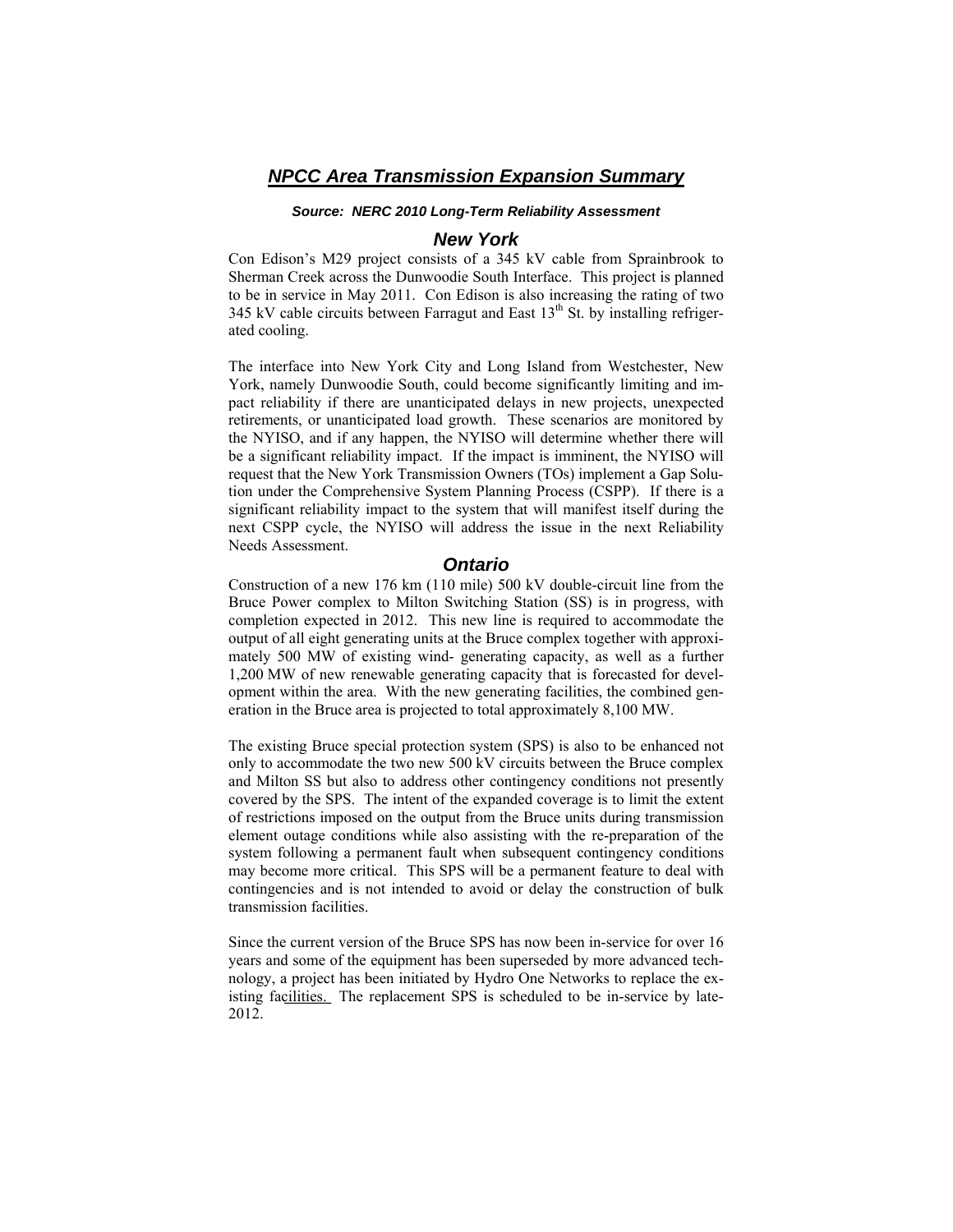# *NPCC Area Transmission Expansion Summary*

***Source: NERC 2010 Long-Term Reliability Assessment***

## *New York*

Con Edison's M29 project consists of a 345 kV cable from Sprainbrook to Sherman Creek across the Dunwoodie South Interface. This project is planned to be in service in May 2011. Con Edison is also increasing the rating of two 345 kV cable circuits between Farragut and East 13th St. by installing refrigerated cooling.

The interface into New York City and Long Island from Westchester, New York, namely Dunwoodie South, could become significantly limiting and impact reliability if there are unanticipated delays in new projects, unexpected retirements, or unanticipated load growth. These scenarios are monitored by the NYISO, and if any happen, the NYISO will determine whether there will be a significant reliability impact. If the impact is imminent, the NYISO will request that the New York Transmission Owners (TOs) implement a Gap Solution under the Comprehensive System Planning Process (CSPP). If there is a significant reliability impact to the system that will manifest itself during the next CSPP cycle, the NYISO will address the issue in the next Reliability Needs Assessment.

## *Ontario*

Construction of a new 176 km (110 mile) 500 kV double-circuit line from the Bruce Power complex to Milton Switching Station (SS) is in progress, with completion expected in 2012. This new line is required to accommodate the output of all eight generating units at the Bruce complex together with approximately 500 MW of existing wind- generating capacity, as well as a further 1,200 MW of new renewable generating capacity that is forecasted for development within the area. With the new generating facilities, the combined generation in the Bruce area is projected to total approximately 8,100 MW.

The existing Bruce special protection system (SPS) is also to be enhanced not only to accommodate the two new 500 kV circuits between the Bruce complex and Milton SS but also to address other contingency conditions not presently covered by the SPS. The intent of the expanded coverage is to limit the extent of restrictions imposed on the output from the Bruce units during transmission element outage conditions while also assisting with the re-preparation of the system following a permanent fault when subsequent contingency conditions may become more critical. This SPS will be a permanent feature to deal with contingencies and is not intended to avoid or delay the construction of bulk transmission facilities.

Since the current version of the Bruce SPS has now been in-service for over 16 years and some of the equipment has been superseded by more advanced technology, a project has been initiated by Hydro One Networks to replace the existing facilities. The replacement SPS is scheduled to be in-service by late-2012.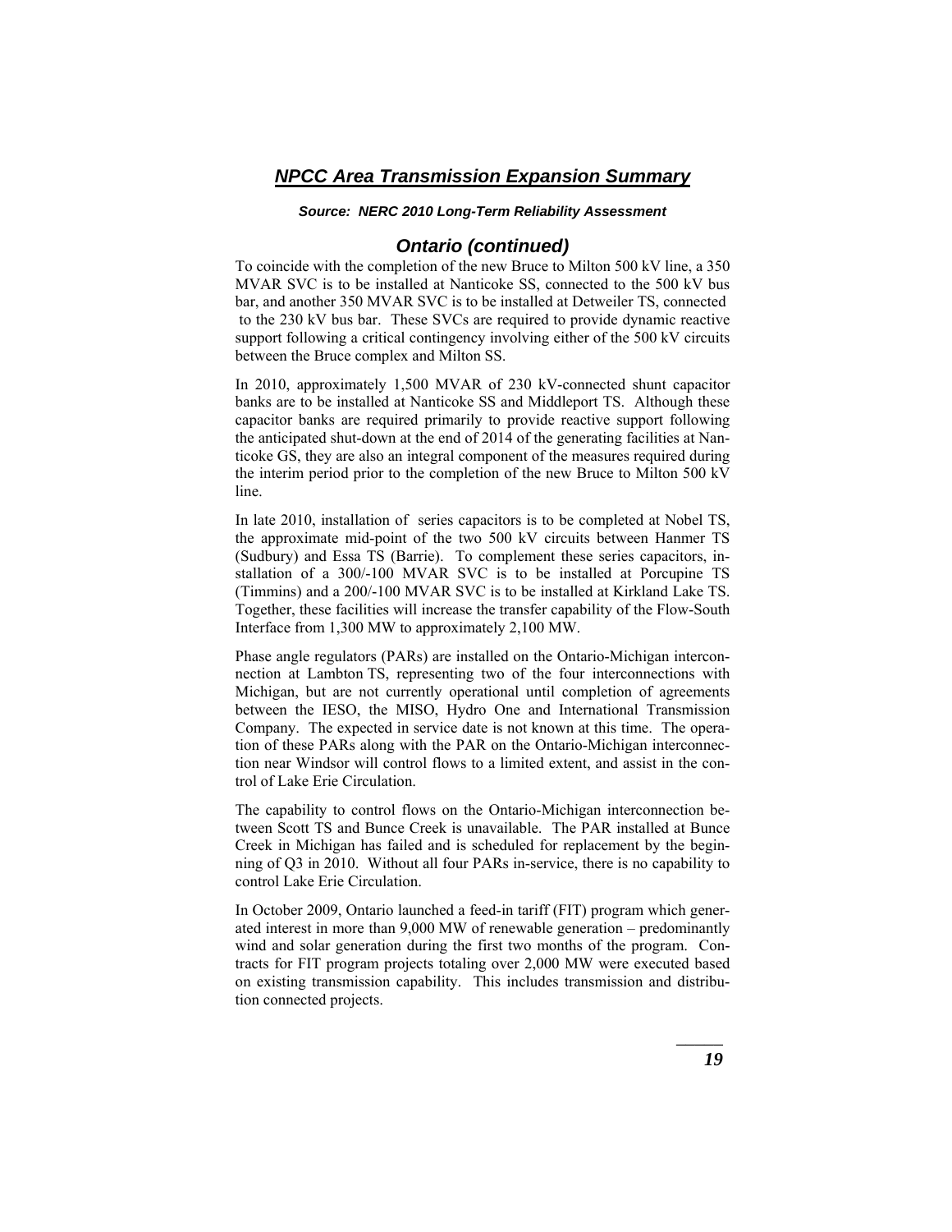## ***NPCC Area Transmission Expansion Summary***

***Source: NERC 2010 Long-Term Reliability Assessment***

### ***Ontario (continued)***

To coincide with the completion of the new Bruce to Milton 500 kV line, a 350 MVAR SVC is to be installed at Nanticoke SS, connected to the 500 kV bus bar, and another 350 MVAR SVC is to be installed at Detweiler TS, connected to the 230 kV bus bar. These SVCs are required to provide dynamic reactive support following a critical contingency involving either of the 500 kV circuits between the Bruce complex and Milton SS.

In 2010, approximately 1,500 MVAR of 230 kV-connected shunt capacitor banks are to be installed at Nanticoke SS and Middleport TS. Although these capacitor banks are required primarily to provide reactive support following the anticipated shut-down at the end of 2014 of the generating facilities at Nanticoke GS, they are also an integral component of the measures required during the interim period prior to the completion of the new Bruce to Milton 500 kV line.

In late 2010, installation of series capacitors is to be completed at Nobel TS, the approximate mid-point of the two 500 kV circuits between Hanmer TS (Sudbury) and Essa TS (Barrie). To complement these series capacitors, installation of a 300/-100 MVAR SVC is to be installed at Porcupine TS (Timmins) and a 200/-100 MVAR SVC is to be installed at Kirkland Lake TS. Together, these facilities will increase the transfer capability of the Flow-South Interface from 1,300 MW to approximately 2,100 MW.

Phase angle regulators (PARs) are installed on the Ontario-Michigan interconnection at Lambton TS, representing two of the four interconnections with Michigan, but are not currently operational until completion of agreements between the IESO, the MISO, Hydro One and International Transmission Company. The expected in service date is not known at this time. The operation of these PARs along with the PAR on the Ontario-Michigan interconnection near Windsor will control flows to a limited extent, and assist in the control of Lake Erie Circulation.

The capability to control flows on the Ontario-Michigan interconnection between Scott TS and Bunce Creek is unavailable. The PAR installed at Bunce Creek in Michigan has failed and is scheduled for replacement by the beginning of Q3 in 2010. Without all four PARs in-service, there is no capability to control Lake Erie Circulation.

In October 2009, Ontario launched a feed-in tariff (FIT) program which generated interest in more than 9,000 MW of renewable generation – predominantly wind and solar generation during the first two months of the program. Contracts for FIT program projects totaling over 2,000 MW were executed based on existing transmission capability. This includes transmission and distribution connected projects.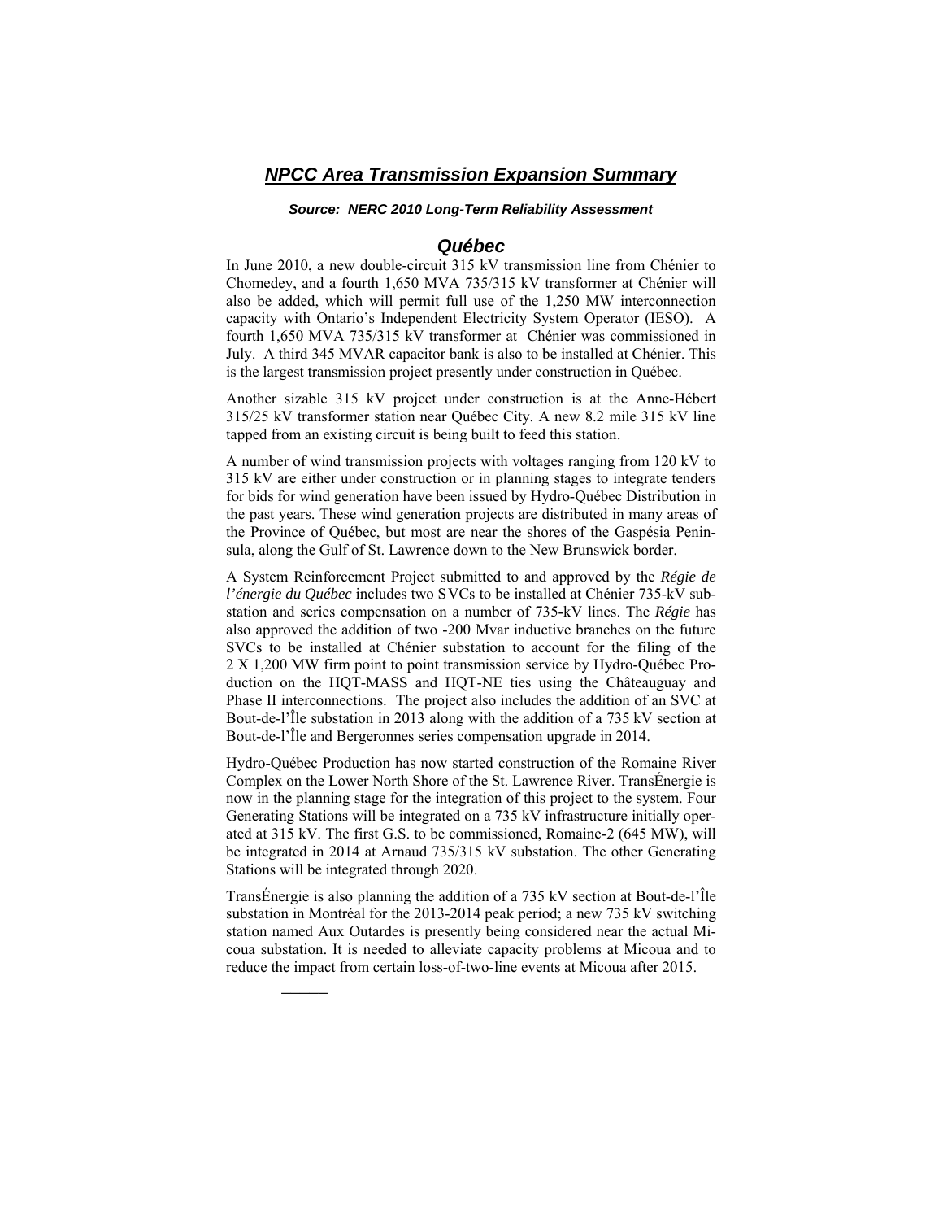# *NPCC Area Transmission Expansion Summary*

***Source: NERC 2010 Long-Term Reliability Assessment***

## *Québec*

In June 2010, a new double-circuit 315 kV transmission line from Chénier to Chomedey, and a fourth 1,650 MVA 735/315 kV transformer at Chénier will also be added, which will permit full use of the 1,250 MW interconnection capacity with Ontario's Independent Electricity System Operator (IESO). A fourth 1,650 MVA 735/315 kV transformer at Chénier was commissioned in July. A third 345 MVAR capacitor bank is also to be installed at Chénier. This is the largest transmission project presently under construction in Québec.

Another sizable 315 kV project under construction is at the Anne-Hébert 315/25 kV transformer station near Québec City. A new 8.2 mile 315 kV line tapped from an existing circuit is being built to feed this station.

A number of wind transmission projects with voltages ranging from 120 kV to 315 kV are either under construction or in planning stages to integrate tenders for bids for wind generation have been issued by Hydro-Québec Distribution in the past years. These wind generation projects are distributed in many areas of the Province of Québec, but most are near the shores of the Gaspésia Peninsula, along the Gulf of St. Lawrence down to the New Brunswick border.

A System Reinforcement Project submitted to and approved by the *Régie de l'énergie du Québec* includes two SVCs to be installed at Chénier 735-kV substation and series compensation on a number of 735-kV lines. The *Régie* has also approved the addition of two -200 Mvar inductive branches on the future SVCs to be installed at Chénier substation to account for the filing of the 2 X 1,200 MW firm point to point transmission service by Hydro-Québec Production on the HQT-MASS and HQT-NE ties using the Châteauguay and Phase II interconnections. The project also includes the addition of an SVC at Bout-de-l'Île substation in 2013 along with the addition of a 735 kV section at Bout-de-l'Île and Bergeronnes series compensation upgrade in 2014.

Hydro-Québec Production has now started construction of the Romaine River Complex on the Lower North Shore of the St. Lawrence River. TransÉnergie is now in the planning stage for the integration of this project to the system. Four Generating Stations will be integrated on a 735 kV infrastructure initially operated at 315 kV. The first G.S. to be commissioned, Romaine-2 (645 MW), will be integrated in 2014 at Arnaud 735/315 kV substation. The other Generating Stations will be integrated through 2020.

TransÉnergie is also planning the addition of a 735 kV section at Bout-de-l'Île substation in Montréal for the 2013-2014 peak period; a new 735 kV switching station named Aux Outardes is presently being considered near the actual Micoua substation. It is needed to alleviate capacity problems at Micoua and to reduce the impact from certain loss-of-two-line events at Micoua after 2015.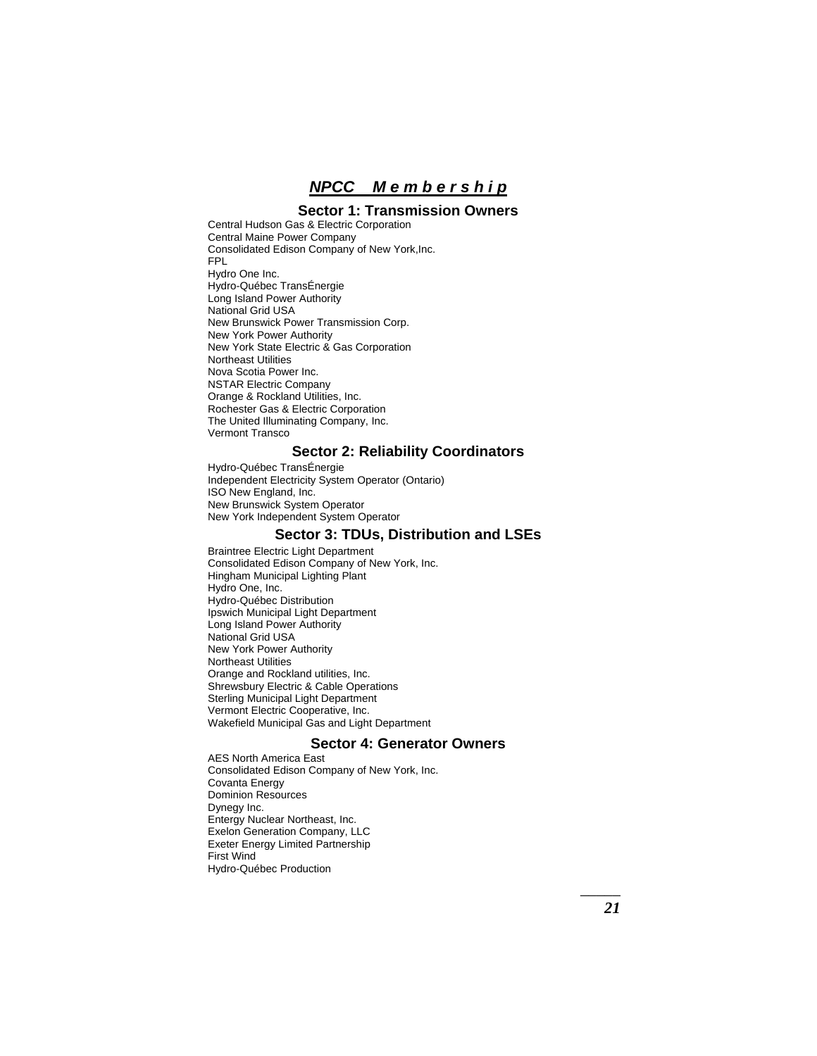# ***NPCC Membership***

## Sector 1: Transmission Owners

Central Hudson Gas & Electric Corporation
Central Maine Power Company
Consolidated Edison Company of New York,Inc.
FPL
Hydro One Inc.
Hydro-Québec TransÉnergie
Long Island Power Authority
National Grid USA
New Brunswick Power Transmission Corp.
New York Power Authority
New York State Electric & Gas Corporation
Northeast Utilities
Nova Scotia Power Inc.
NSTAR Electric Company
Orange & Rockland Utilities, Inc.
Rochester Gas & Electric Corporation
The United Illuminating Company, Inc.
Vermont Transco

## Sector 2: Reliability Coordinators

Hydro-Québec TransÉnergie
Independent Electricity System Operator (Ontario)
ISO New England, Inc.
New Brunswick System Operator
New York Independent System Operator

## Sector 3: TDUs, Distribution and LSEs

Braintree Electric Light Department
Consolidated Edison Company of New York, Inc.
Hingham Municipal Lighting Plant
Hydro One, Inc.
Hydro-Québec Distribution
Ipswich Municipal Light Department
Long Island Power Authority
National Grid USA
New York Power Authority
Northeast Utilities
Orange and Rockland utilities, Inc.
Shrewsbury Electric & Cable Operations
Sterling Municipal Light Department
Vermont Electric Cooperative, Inc.
Wakefield Municipal Gas and Light Department

## Sector 4: Generator Owners

AES North America East
Consolidated Edison Company of New York, Inc.
Covanta Energy
Dominion Resources
Dynegy Inc.
Entergy Nuclear Northeast, Inc.
Exelon Generation Company, LLC
Exeter Energy Limited Partnership
First Wind
Hydro-Québec Production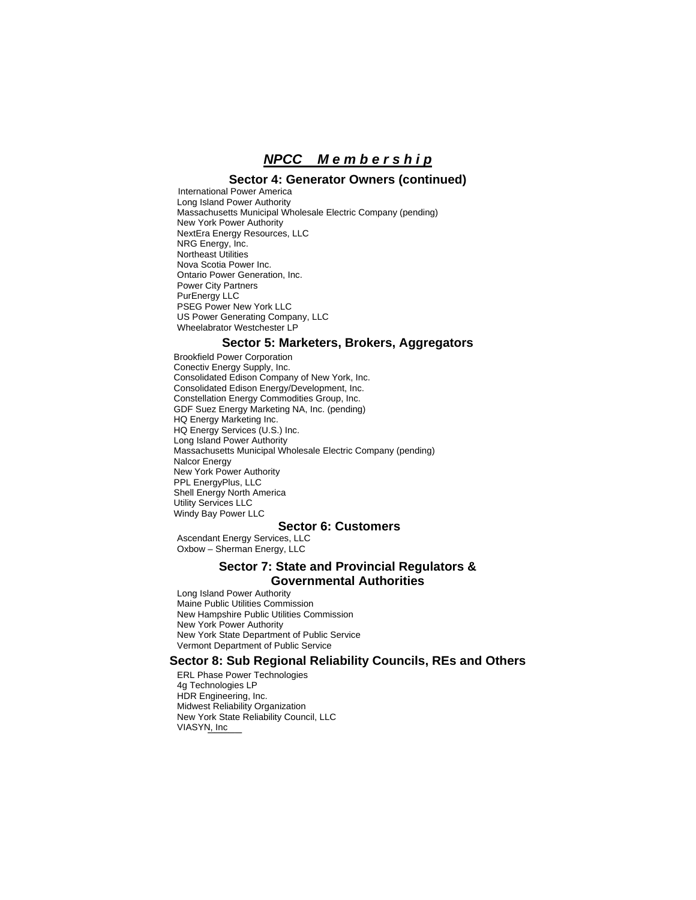# ***NPCC Membership***

## Sector 4: Generator Owners (continued)

International Power America
Long Island Power Authority
Massachusetts Municipal Wholesale Electric Company (pending)
New York Power Authority
NextEra Energy Resources, LLC
NRG Energy, Inc.
Northeast Utilities
Nova Scotia Power Inc.
Ontario Power Generation, Inc.
Power City Partners
PurEnergy LLC
PSEG Power New York LLC
US Power Generating Company, LLC
Wheelabrator Westchester LP

## Sector 5: Marketers, Brokers, Aggregators

Brookfield Power Corporation
Conectiv Energy Supply, Inc.
Consolidated Edison Company of New York, Inc.
Consolidated Edison Energy/Development, Inc.
Constellation Energy Commodities Group, Inc.
GDF Suez Energy Marketing NA, Inc. (pending)
HQ Energy Marketing Inc.
HQ Energy Services (U.S.) Inc.
Long Island Power Authority
Massachusetts Municipal Wholesale Electric Company (pending)
Nalcor Energy
New York Power Authority
PPL EnergyPlus, LLC
Shell Energy North America
Utility Services LLC
Windy Bay Power LLC

## Sector 6: Customers

Ascendant Energy Services, LLC
Oxbow – Sherman Energy, LLC

## Sector 7: State and Provincial Regulators & Governmental Authorities

Long Island Power Authority
Maine Public Utilities Commission
New Hampshire Public Utilities Commission
New York Power Authority
New York State Department of Public Service
Vermont Department of Public Service

## Sector 8: Sub Regional Reliability Councils, REs and Others

ERL Phase Power Technologies
4g Technologies LP
HDR Engineering, Inc.
Midwest Reliability Organization
New York State Reliability Council, LLC
VIASYN, Inc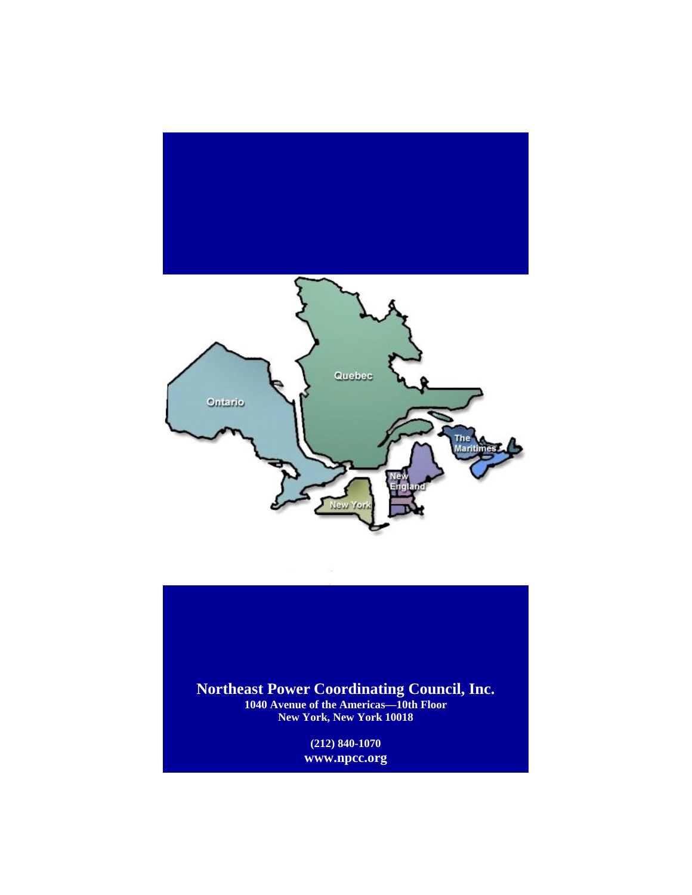Quebec

Ontario

The Maritimes

New England

New York

**Northeast Power Coordinating Council, Inc.**
**1040 Avenue of the Americas—10th Floor**
**New York, New York 10018**

**(212) 840-1070**
**www.npcc.org**